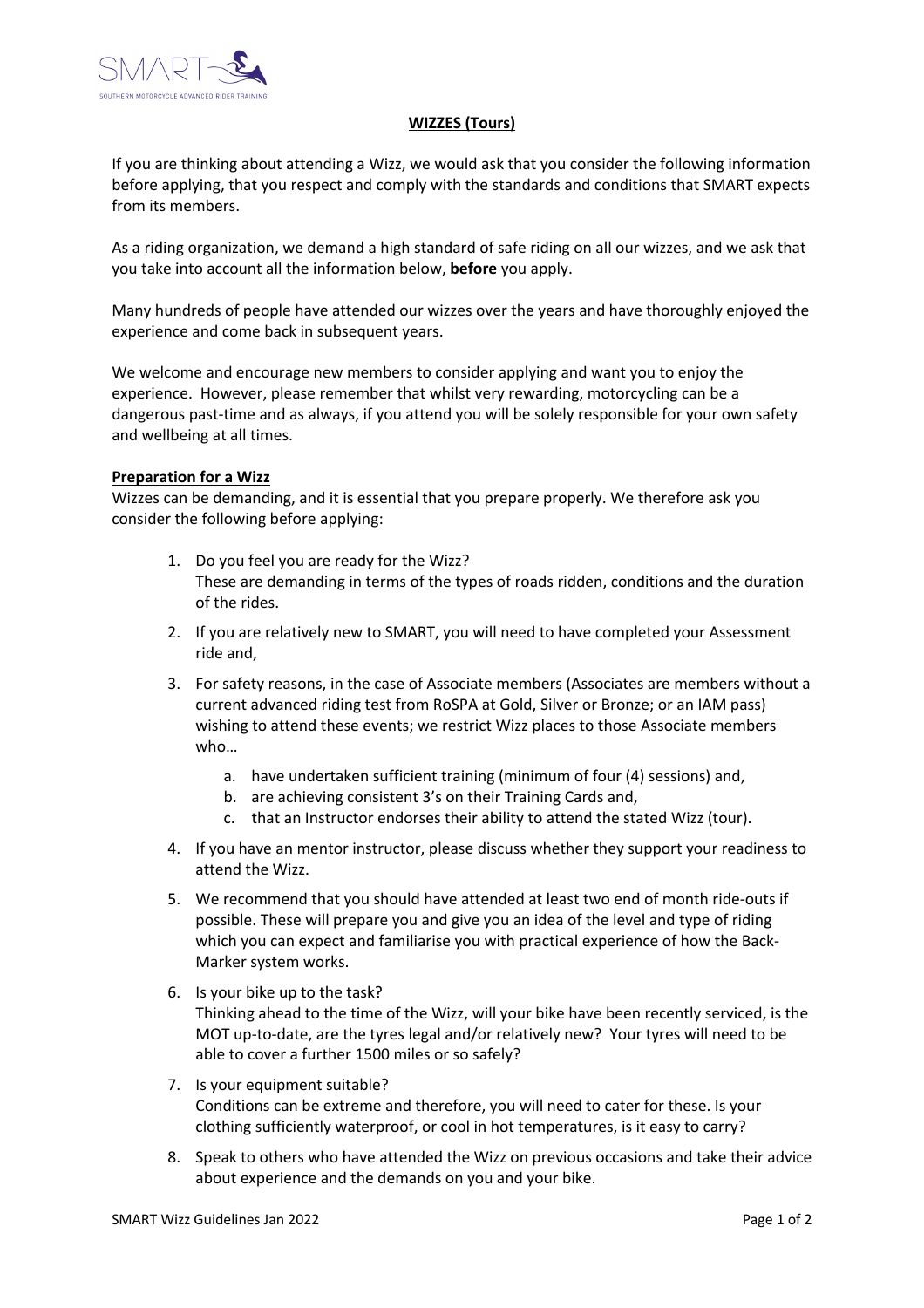## WIZZES (Tours)

If you are thinking about attending a Wizz, we would ask that you consider the following information before applying, that you respect and comply with the standards and conditions that SMART expects from its members.

As a riding organization, we demand a high standard of safe riding on all our wizzes, and we ask that you take into account all the information below, **before** you apply.

Many hundreds of people have attended our wizzes over the years and have thoroughly enjoyed the experience and come back in subsequent years.

We welcome and encourage new members to consider applying and want you to enjoy the experience. However, please remember that whilst very rewarding, motorcycling can be a dangerous past-time and as always, if you attend you will be solely responsible for your own safety and wellbeing at all times.

### Preparation for a Wizz

Wizzes can be demanding, and it is essential that you prepare properly. We therefore ask you consider the following before applying:

1. Do you feel you are ready for the Wizz?
   These are demanding in terms of the types of roads ridden, conditions and the duration of the rides.
2. If you are relatively new to SMART, you will need to have completed your Assessment ride and,
3. For safety reasons, in the case of Associate members (Associates are members without a current advanced riding test from RoSPA at Gold, Silver or Bronze; or an IAM pass) wishing to attend these events; we restrict Wizz places to those Associate members who…
   a. have undertaken sufficient training (minimum of four (4) sessions) and,
   b. are achieving consistent 3's on their Training Cards and,
   c. that an Instructor endorses their ability to attend the stated Wizz (tour).
4. If you have an mentor instructor, please discuss whether they support your readiness to attend the Wizz.
5. We recommend that you should have attended at least two end of month ride-outs if possible. These will prepare you and give you an idea of the level and type of riding which you can expect and familiarise you with practical experience of how the Back-Marker system works.
6. Is your bike up to the task?
   Thinking ahead to the time of the Wizz, will your bike have been recently serviced, is the MOT up-to-date, are the tyres legal and/or relatively new? Your tyres will need to be able to cover a further 1500 miles or so safely?
7. Is your equipment suitable?
   Conditions can be extreme and therefore, you will need to cater for these. Is your clothing sufficiently waterproof, or cool in hot temperatures, is it easy to carry?
8. Speak to others who have attended the Wizz on previous occasions and take their advice about experience and the demands on you and your bike.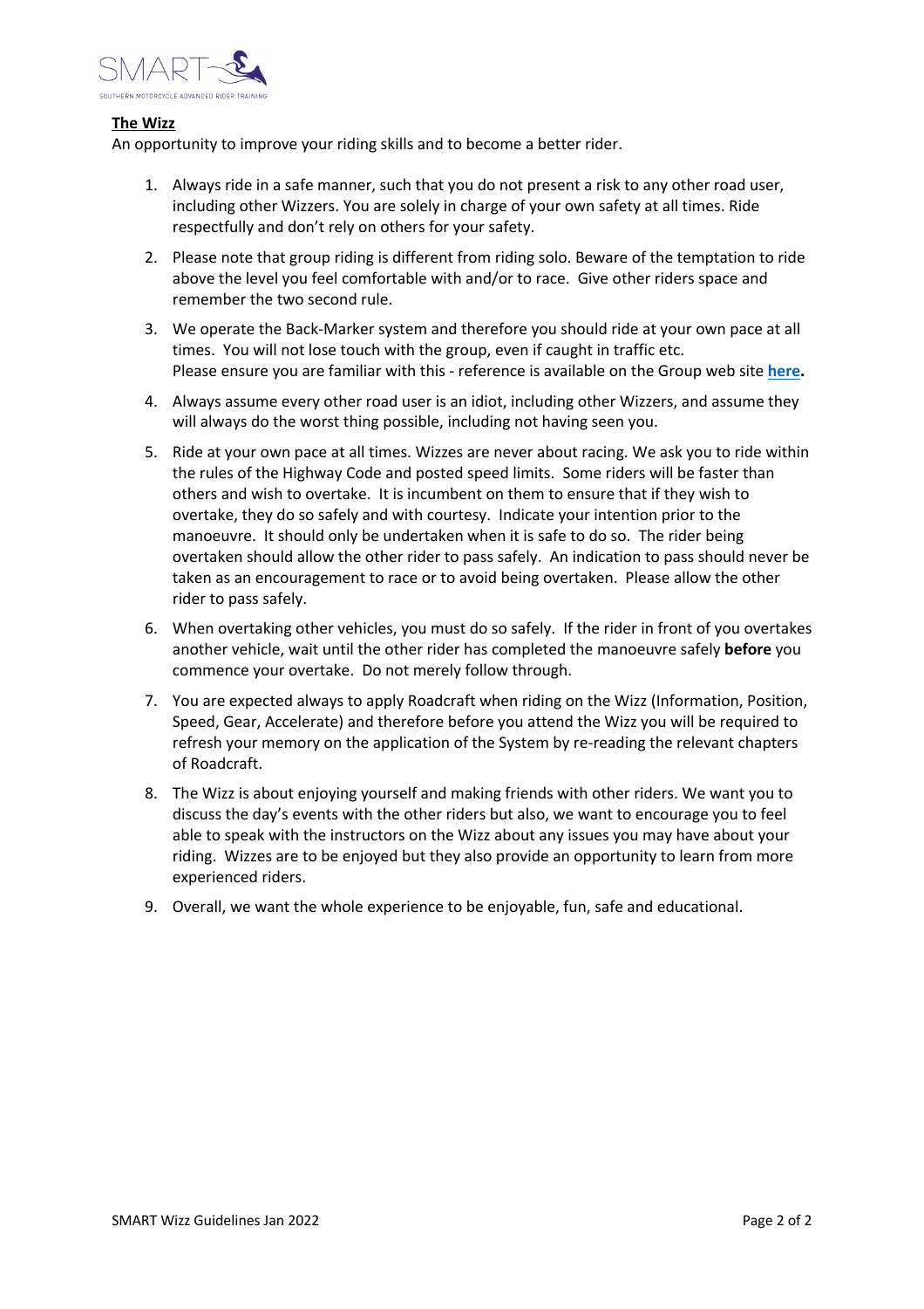**The Wizz**

An opportunity to improve your riding skills and to become a better rider.

1. Always ride in a safe manner, such that you do not present a risk to any other road user, including other Wizzers. You are solely in charge of your own safety at all times. Ride respectfully and don't rely on others for your safety.
2. Please note that group riding is different from riding solo. Beware of the temptation to ride above the level you feel comfortable with and/or to race. Give other riders space and remember the two second rule.
3. We operate the Back-Marker system and therefore you should ride at your own pace at all times. You will not lose touch with the group, even if caught in traffic etc.
   Please ensure you are familiar with this - reference is available on the Group web site **here.**
4. Always assume every other road user is an idiot, including other Wizzers, and assume they will always do the worst thing possible, including not having seen you.
5. Ride at your own pace at all times. Wizzes are never about racing. We ask you to ride within the rules of the Highway Code and posted speed limits. Some riders will be faster than others and wish to overtake. It is incumbent on them to ensure that if they wish to overtake, they do so safely and with courtesy. Indicate your intention prior to the manoeuvre. It should only be undertaken when it is safe to do so. The rider being overtaken should allow the other rider to pass safely. An indication to pass should never be taken as an encouragement to race or to avoid being overtaken. Please allow the other rider to pass safely.
6. When overtaking other vehicles, you must do so safely. If the rider in front of you overtakes another vehicle, wait until the other rider has completed the manoeuvre safely **before** you commence your overtake. Do not merely follow through.
7. You are expected always to apply Roadcraft when riding on the Wizz (Information, Position, Speed, Gear, Accelerate) and therefore before you attend the Wizz you will be required to refresh your memory on the application of the System by re-reading the relevant chapters of Roadcraft.
8. The Wizz is about enjoying yourself and making friends with other riders. We want you to discuss the day's events with the other riders but also, we want to encourage you to feel able to speak with the instructors on the Wizz about any issues you may have about your riding. Wizzes are to be enjoyed but they also provide an opportunity to learn from more experienced riders.
9. Overall, we want the whole experience to be enjoyable, fun, safe and educational.